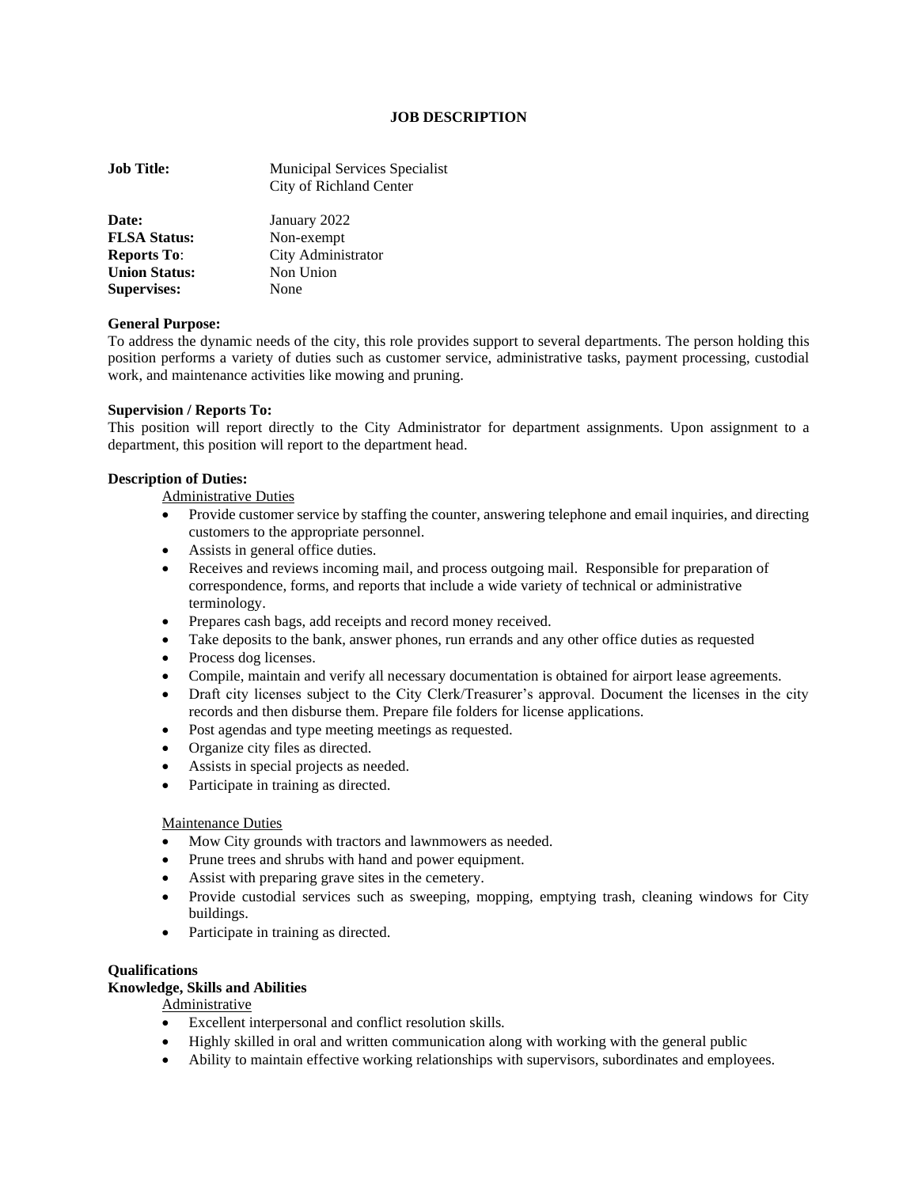# JOB DESCRIPTION

**Job Title:** Municipal Services Specialist
City of Richland Center

**Date:** January 2022
**FLSA Status:** Non-exempt
**Reports To:** City Administrator
**Union Status:** Non Union
**Supervises:** None

**General Purpose:**
To address the dynamic needs of the city, this role provides support to several departments. The person holding this position performs a variety of duties such as customer service, administrative tasks, payment processing, custodial work, and maintenance activities like mowing and pruning.

**Supervision / Reports To:**
This position will report directly to the City Administrator for department assignments. Upon assignment to a department, this position will report to the department head.

**Description of Duties:**

Administrative Duties

- Provide customer service by staffing the counter, answering telephone and email inquiries, and directing customers to the appropriate personnel.
- Assists in general office duties.
- Receives and reviews incoming mail, and process outgoing mail. Responsible for preparation of correspondence, forms, and reports that include a wide variety of technical or administrative terminology.
- Prepares cash bags, add receipts and record money received.
- Take deposits to the bank, answer phones, run errands and any other office duties as requested
- Process dog licenses.
- Compile, maintain and verify all necessary documentation is obtained for airport lease agreements.
- Draft city licenses subject to the City Clerk/Treasurer's approval. Document the licenses in the city records and then disburse them. Prepare file folders for license applications.
- Post agendas and type meeting meetings as requested.
- Organize city files as directed.
- Assists in special projects as needed.
- Participate in training as directed.

Maintenance Duties

- Mow City grounds with tractors and lawnmowers as needed.
- Prune trees and shrubs with hand and power equipment.
- Assist with preparing grave sites in the cemetery.
- Provide custodial services such as sweeping, mopping, emptying trash, cleaning windows for City buildings.
- Participate in training as directed.

**Qualifications**
**Knowledge, Skills and Abilities**

Administrative

- Excellent interpersonal and conflict resolution skills.
- Highly skilled in oral and written communication along with working with the general public
- Ability to maintain effective working relationships with supervisors, subordinates and employees.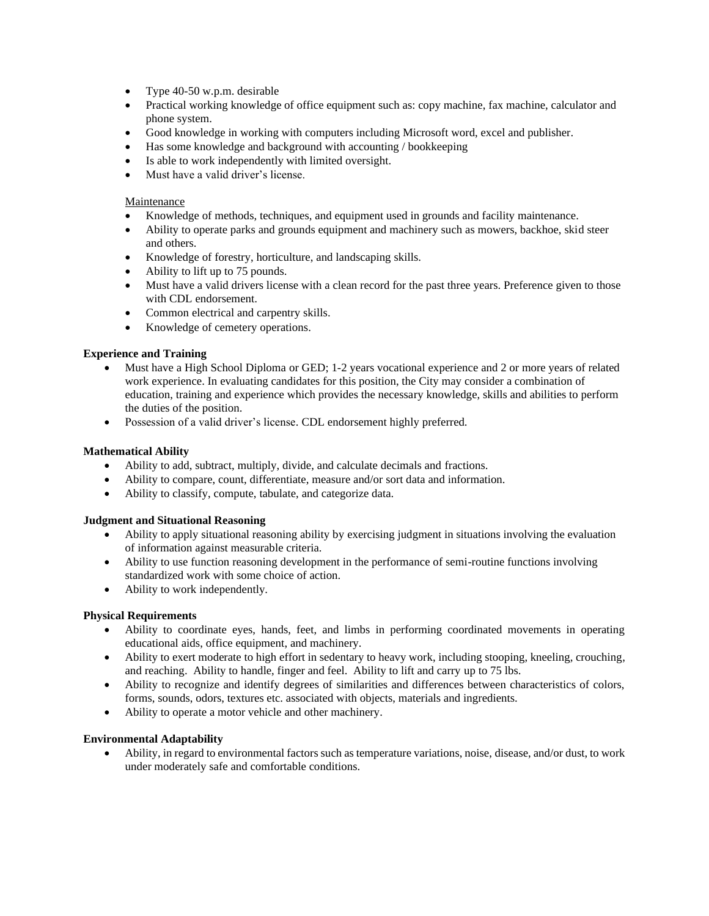- Type 40-50 w.p.m. desirable
- Practical working knowledge of office equipment such as: copy machine, fax machine, calculator and phone system.
- Good knowledge in working with computers including Microsoft word, excel and publisher.
- Has some knowledge and background with accounting / bookkeeping
- Is able to work independently with limited oversight.
- Must have a valid driver's license.

Maintenance

- Knowledge of methods, techniques, and equipment used in grounds and facility maintenance.
- Ability to operate parks and grounds equipment and machinery such as mowers, backhoe, skid steer and others.
- Knowledge of forestry, horticulture, and landscaping skills.
- Ability to lift up to 75 pounds.
- Must have a valid drivers license with a clean record for the past three years. Preference given to those with CDL endorsement.
- Common electrical and carpentry skills.
- Knowledge of cemetery operations.

**Experience and Training**

- Must have a High School Diploma or GED; 1-2 years vocational experience and 2 or more years of related work experience. In evaluating candidates for this position, the City may consider a combination of education, training and experience which provides the necessary knowledge, skills and abilities to perform the duties of the position.
- Possession of a valid driver's license. CDL endorsement highly preferred.

**Mathematical Ability**

- Ability to add, subtract, multiply, divide, and calculate decimals and fractions.
- Ability to compare, count, differentiate, measure and/or sort data and information.
- Ability to classify, compute, tabulate, and categorize data.

**Judgment and Situational Reasoning**

- Ability to apply situational reasoning ability by exercising judgment in situations involving the evaluation of information against measurable criteria.
- Ability to use function reasoning development in the performance of semi-routine functions involving standardized work with some choice of action.
- Ability to work independently.

**Physical Requirements**

- Ability to coordinate eyes, hands, feet, and limbs in performing coordinated movements in operating educational aids, office equipment, and machinery.
- Ability to exert moderate to high effort in sedentary to heavy work, including stooping, kneeling, crouching, and reaching. Ability to handle, finger and feel. Ability to lift and carry up to 75 lbs.
- Ability to recognize and identify degrees of similarities and differences between characteristics of colors, forms, sounds, odors, textures etc. associated with objects, materials and ingredients.
- Ability to operate a motor vehicle and other machinery.

**Environmental Adaptability**

- Ability, in regard to environmental factors such as temperature variations, noise, disease, and/or dust, to work under moderately safe and comfortable conditions.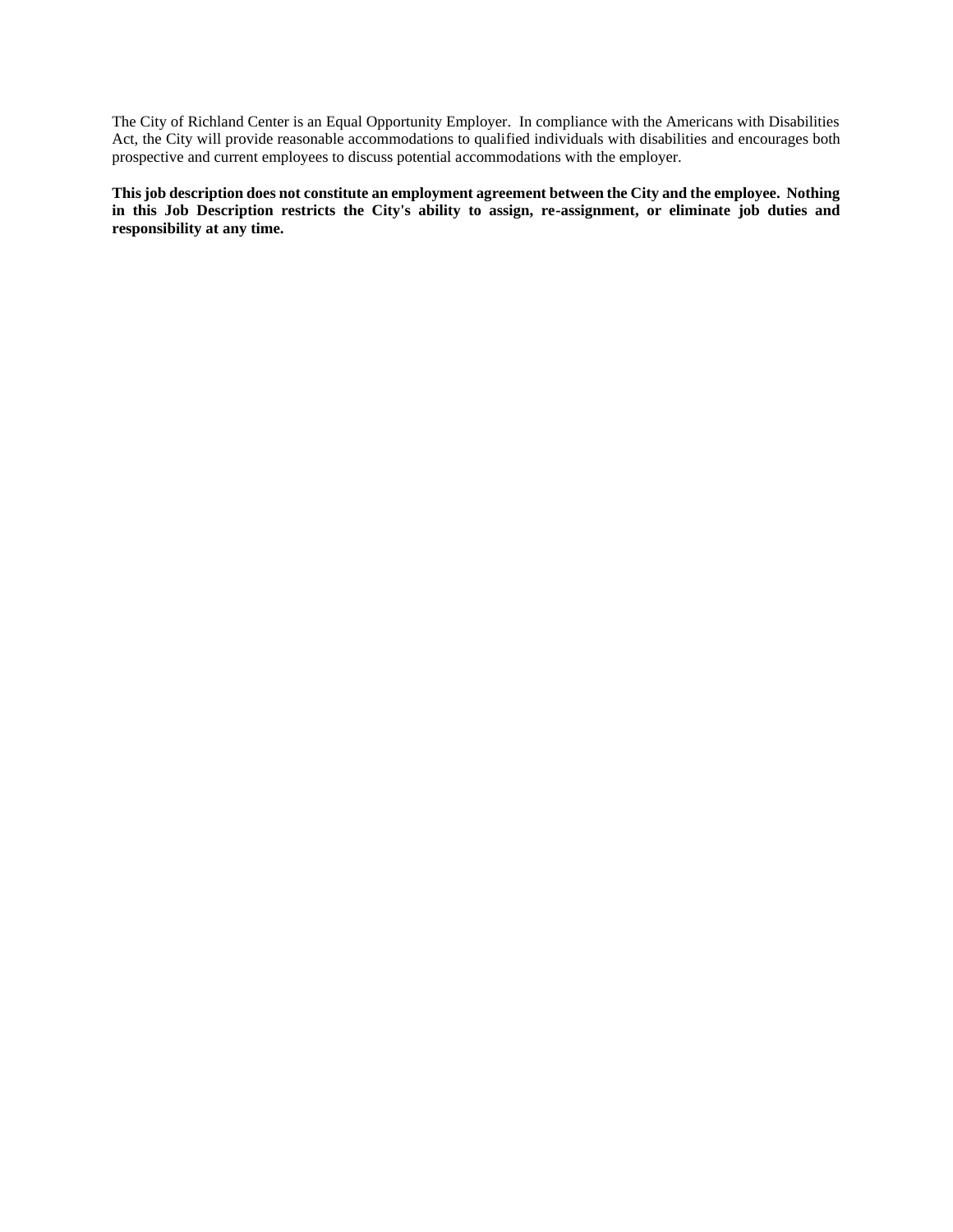The City of Richland Center is an Equal Opportunity Employer. In compliance with the Americans with Disabilities Act, the City will provide reasonable accommodations to qualified individuals with disabilities and encourages both prospective and current employees to discuss potential accommodations with the employer.

**This job description does not constitute an employment agreement between the City and the employee. Nothing in this Job Description restricts the City's ability to assign, re-assignment, or eliminate job duties and responsibility at any time.**